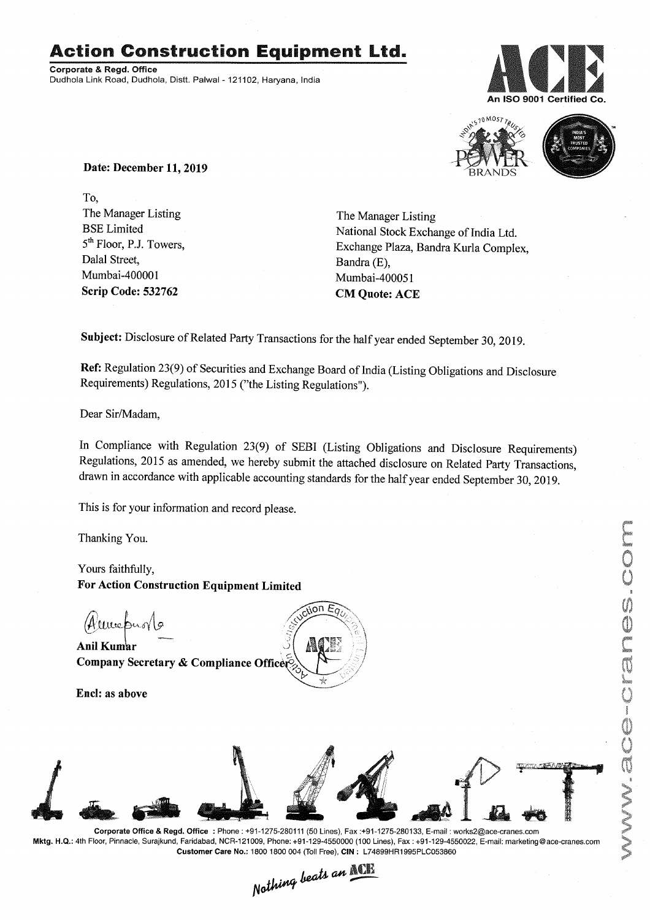# Action Construction Equipment Ltd.

**Corporate & Regd. Office**
Dudhola Link Road, Dudhola, Distt. Palwal - 121102, Haryana, India

An ISO 9001 Certified Co.

**Date: December 11, 2019**

To,

The Manager Listing
BSE Limited
5th Floor, P.J. Towers,
Dalal Street,
Mumbai-400001
**Scrip Code: 532762**

The Manager Listing
National Stock Exchange of India Ltd.
Exchange Plaza, Bandra Kurla Complex,
Bandra (E),
Mumbai-400051
**CM Quote: ACE**

**Subject:** Disclosure of Related Party Transactions for the half year ended September 30, 2019.

**Ref:** Regulation 23(9) of Securities and Exchange Board of India (Listing Obligations and Disclosure Requirements) Regulations, 2015 ("the Listing Regulations").

Dear Sir/Madam,

In Compliance with Regulation 23(9) of SEBI (Listing Obligations and Disclosure Requirements) Regulations, 2015 as amended, we hereby submit the attached disclosure on Related Party Transactions, drawn in accordance with applicable accounting standards for the half year ended September 30, 2019.

This is for your information and record please.

Thanking You.

Yours faithfully,
**For Action Construction Equipment Limited**

**Anil Kumar**
**Company Secretary & Compliance Officer**

**Encl: as above**

**Corporate Office & Regd. Office** : Phone : +91-1275-280111 (50 Lines), Fax :+91-1275-280133, E-mail : works2@ace-cranes.com
**Mktg. H.Q.:** 4th Floor, Pinnacle, Surajkund, Faridabad, NCR-121009, Phone: +91-129-4550000 (100 Lines), Fax : +91-129-4550022, E-mail: marketing@ace-cranes.com
**Customer Care No.:** 1800 1800 004 (Toll Free), **CIN :** L74899HR1995PLC053860

*Nothing beats an ACE*

www.ace-cranes.com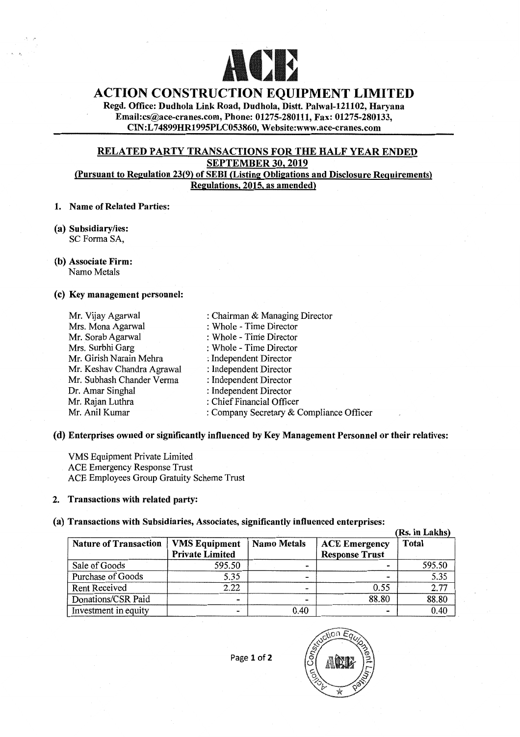# ACE

## ACTION CONSTRUCTION EQUIPMENT LIMITED

**Regd. Office: Dudhola Link Road, Dudhola, Distt. Palwal-121102, Haryana**
**Email:cs@ace-cranes.com, Phone: 01275-280111, Fax: 01275-280133,**
**CIN:L74899HR1995PLC053860, Website:www.ace-cranes.com**

### RELATED PARTY TRANSACTIONS FOR THE HALF YEAR ENDED SEPTEMBER 30, 2019

**(Pursuant to Regulation 23(9) of SEBI (Listing Obligations and Disclosure Requirements) Regulations, 2015, as amended)**

**1. Name of Related Parties:**

**(a) Subsidiary/ies:**
SC Forma SA,

**(b) Associate Firm:**
Namo Metals

**(c) Key management personnel:**

| | |
|---|---|
| Mr. Vijay Agarwal | : Chairman & Managing Director |
| Mrs. Mona Agarwal | : Whole - Time Director |
| Mr. Sorab Agarwal | : Whole - Time Director |
| Mrs. Surbhi Garg | : Whole - Time Director |
| Mr. Girish Narain Mehra | : Independent Director |
| Mr. Keshav Chandra Agrawal | : Independent Director |
| Mr. Subhash Chander Verma | : Independent Director |
| Dr. Amar Singhal | : Independent Director |
| Mr. Rajan Luthra | : Chief Financial Officer |
| Mr. Anil Kumar | : Company Secretary & Compliance Officer |

**(d) Enterprises owned or significantly influenced by Key Management Personnel or their relatives:**

VMS Equipment Private Limited
ACE Emergency Response Trust
ACE Employees Group Gratuity Scheme Trust

**2. Transactions with related party:**

**(a) Transactions with Subsidiaries, Associates, significantly influenced enterprises:**

(Rs. in Lakhs)

| Nature of Transaction | VMS Equipment Private Limited | Namo Metals | ACE Emergency Response Trust | Total |
|---|---|---|---|---|
| Sale of Goods | 595.50 | - | - | 595.50 |
| Purchase of Goods | 5.35 | - | - | 5.35 |
| Rent Received | 2.22 | - | 0.55 | 2.77 |
| Donations/CSR Paid | - | - | 88.80 | 88.80 |
| Investment in equity | - | 0.40 | - | 0.40 |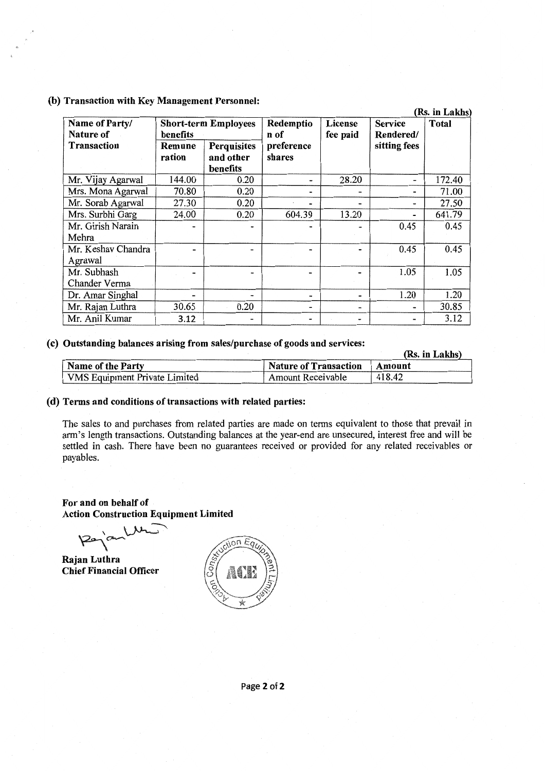### (b) Transaction with Key Management Personnel:

(Rs. in Lakhs)

| Name of Party/ Nature of Transaction | Short-term Employees benefits | | Redemption of preference shares | License fee paid | Service Rendered/ sitting fees | Total |
|---|---|---|---|---|---|---|
| | Remuneration | Perquisites and other benefits | | | | |
| Mr. Vijay Agarwal | 144.00 | 0.20 | - | 28.20 | - | 172.40 |
| Mrs. Mona Agarwal | 70.80 | 0.20 | - | - | - | 71.00 |
| Mr. Sorab Agarwal | 27.30 | 0.20 | - | - | - | 27.50 |
| Mrs. Surbhi Garg | 24.00 | 0.20 | 604.39 | 13.20 | - | 641.79 |
| Mr. Girish Narain Mehra | - | - | - | - | 0.45 | 0.45 |
| Mr. Keshav Chandra Agrawal | - | - | - | - | 0.45 | 0.45 |
| Mr. Subhash Chander Verma | - | - | - | - | 1.05 | 1.05 |
| Dr. Amar Singhal | - | - | - | - | 1.20 | 1.20 |
| Mr. Rajan Luthra | 30.65 | 0.20 | - | - | - | 30.85 |
| Mr. Anil Kumar | 3.12 | - | - | - | - | 3.12 |

### (c) Outstanding balances arising from sales/purchase of goods and services:

(Rs. in Lakhs)

| Name of the Party | Nature of Transaction | Amount |
|---|---|---|
| VMS Equipment Private Limited | Amount Receivable | 418.42 |

### (d) Terms and conditions of transactions with related parties:

The sales to and purchases from related parties are made on terms equivalent to those that prevail in arm's length transactions. Outstanding balances at the year-end are unsecured, interest free and will be settled in cash. There have been no guarantees received or provided for any related receivables or payables.

**For and on behalf of**
**Action Construction Equipment Limited**

**Rajan Luthra**
**Chief Financial Officer**